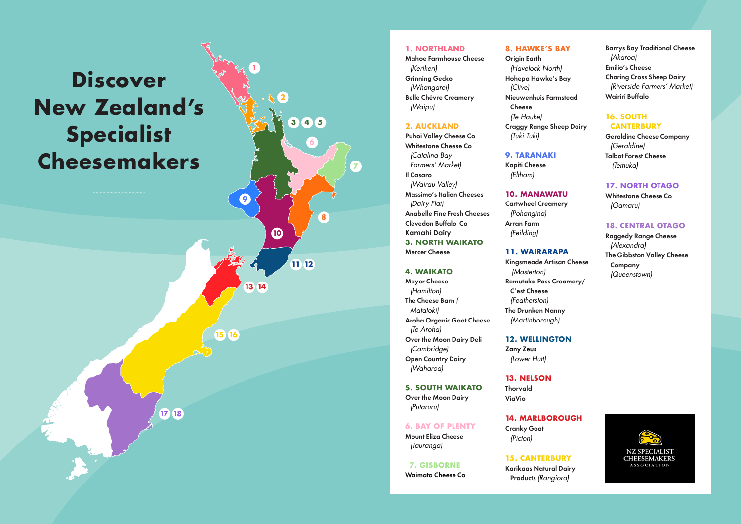# Discover New Zealand's Specialist Cheesemakers

### 1. NORTHLAND

- Mahoe Farmhouse Cheese *(Kerikeri)*
- Grinning Gecko *(Whangarei)*
- Belle Chèvre Creamery *(Waipu)*

### 2. AUCKLAND

- Puhoi Valley Cheese Co
- Whitestone Cheese Co *(Catalina Bay Farmers' Market)*
- Il Casaro *(Wairau Valley)*
- Massimo's Italian Cheeses *(Dairy Flat)*
- Anabelle Fine Fresh Cheeses
- Clevedon Buffalo Co
- Kamahi Dairy

### 3. NORTH WAIKATO

- Mercer Cheese

### 4. WAIKATO

- Meyer Cheese *(Hamilton)*
- The Cheese Barn *(Matatoki)*
- Aroha Organic Goat Cheese *(Te Aroha)*
- Over the Moon Dairy Deli *(Cambridge)*
- Open Country Dairy *(Waharoa)*

### 5. SOUTH WAIKATO

- Over the Moon Dairy *(Putaruru)*

### 6. BAY OF PLENTY

- Mount Eliza Cheese *(Tauranga)*

### 7. GISBORNE

- Waimata Cheese Co

### 8. HAWKE'S BAY

- Origin Earth *(Havelock North)*
- Hohepa Hawke's Bay *(Clive)*
- Nieuwenhuis Farmstead Cheese *(Te Hauke)*
- Craggy Range Sheep Dairy *(Tuki Tuki)*

### 9. TARANAKI

- Kapiti Cheese *(Eltham)*

### 10. MANAWATU

- Cartwheel Creamery *(Pohangina)*
- Arran Farm *(Feilding)*

### 11. WAIRARAPA

- Kingsmeade Artisan Cheese *(Masterton)*
- Remutaka Pass Creamery/ C'est Cheese *(Featherston)*
- The Drunken Nanny *(Martinborough)*

### 12. WELLINGTON

- Zany Zeus *(Lower Hutt)*

### 13. NELSON

- Thorvald
- ViaVio

### 14. MARLBOROUGH

- Cranky Goat *(Picton)*

### 15. CANTERBURY

- Karikaas Natural Dairy Products *(Rangiora)*
- Barrys Bay Traditional Cheese *(Akaroa)*
- Emilio's Cheese
- Charing Cross Sheep Dairy *(Riverside Farmers' Market)*
- Wairiri Buffalo

### 16. SOUTH CANTERBURY

- Geraldine Cheese Company *(Geraldine)*
- Talbot Forest Cheese *(Temuka)*

### 17. NORTH OTAGO

- Whitestone Cheese Co *(Oamaru)*

### 18. CENTRAL OTAGO

- Raggedy Range Cheese *(Alexandra)*
- The Gibbston Valley Cheese Company *(Queenstown)*

NZ SPECIALIST CHEESEMAKERS ASSOCIATION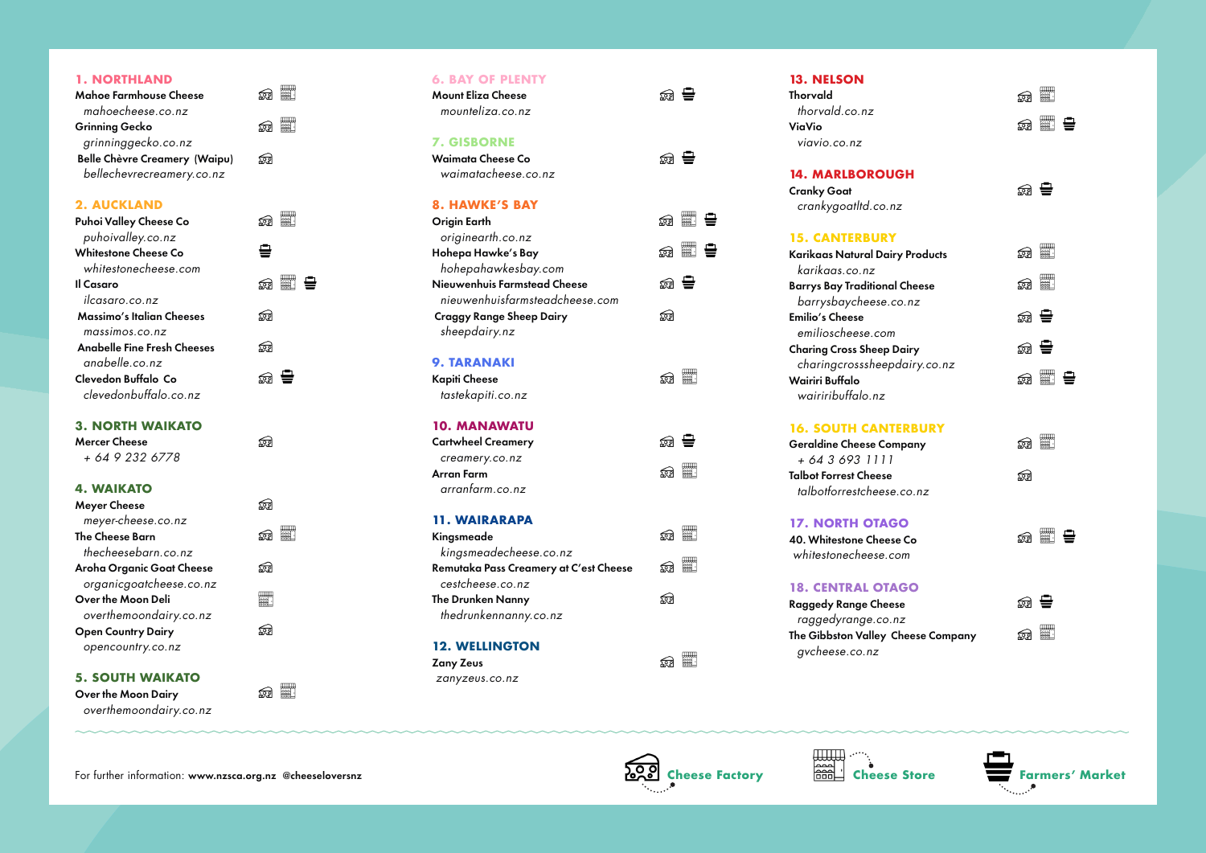## 1. NORTHLAND

**Mahoe Farmhouse Cheese**
*mahoecheese.co.nz*

**Grinning Gecko**
*grinninggecko.co.nz*

**Belle Chèvre Creamery (Waipu)**
*bellechevrecreamery.co.nz*

## 2. AUCKLAND

**Puhoi Valley Cheese Co**
*puhoivalley.co.nz*

**Whitestone Cheese Co**
*whitestonecheese.com*

**Il Casaro**
*ilcasaro.co.nz*

**Massimo's Italian Cheeses**
*massimos.co.nz*

**Anabelle Fine Fresh Cheeses**
*anabelle.co.nz*

**Clevedon Buffalo Co**
*clevedonbuffalo.co.nz*

## 3. NORTH WAIKATO

**Mercer Cheese**
*+ 64 9 232 6778*

## 4. WAIKATO

**Meyer Cheese**
*meyer-cheese.co.nz*

**The Cheese Barn**
*thecheesebarn.co.nz*

**Aroha Organic Goat Cheese**
*organicgoatcheese.co.nz*

**Over the Moon Deli**
*overthemoondairy.co.nz*

**Open Country Dairy**
*opencountry.co.nz*

## 5. SOUTH WAIKATO

**Over the Moon Dairy**
*overthemoondairy.co.nz*

## 6. BAY OF PLENTY

**Mount Eliza Cheese**
*mounteliza.co.nz*

## 7. GISBORNE

**Waimata Cheese Co**
*waimatacheese.co.nz*

## 8. HAWKE'S BAY

**Origin Earth**
*originearth.co.nz*

**Hohepa Hawke's Bay**
*hohepahawkesbay.com*

**Nieuwenhuis Farmstead Cheese**
*nieuwenhuisfarmsteadcheese.com*

**Craggy Range Sheep Dairy**
*sheepdairy.nz*

## 9. TARANAKI

**Kapiti Cheese**
*tastekapiti.co.nz*

## 10. MANAWATU

**Cartwheel Creamery**
*creamery.co.nz*

**Arran Farm**
*arranfarm.co.nz*

## 11. WAIRARAPA

**Kingsmeade**
*kingsmeadecheese.co.nz*

**Remutaka Pass Creamery at C'est Cheese**
*cestcheese.co.nz*

**The Drunken Nanny**
*thedrunkennanny.co.nz*

## 12. WELLINGTON

**Zany Zeus**
*zanyzeus.co.nz*

## 13. NELSON

**Thorvald**
*thorvald.co.nz*

**ViaVio**
*viavio.co.nz*

## 14. MARLBOROUGH

**Cranky Goat**
*crankygoatltd.co.nz*

## 15. CANTERBURY

**Karikaas Natural Dairy Products**
*karikaas.co.nz*

**Barrys Bay Traditional Cheese**
*barrysbaycheese.co.nz*

**Emilio's Cheese**
*emilioscheese.com*

**Charing Cross Sheep Dairy**
*charingcrosssheepdairy.co.nz*

**Wairiri Buffalo**
*wairiribuffalo.nz*

## 16. SOUTH CANTERBURY

**Geraldine Cheese Company**
*+ 64 3 693 1111*

**Talbot Forrest Cheese**
*talbotforrestcheese.co.nz*

## 17. NORTH OTAGO

**40. Whitestone Cheese Co**
*whitestonecheese.com*

## 18. CENTRAL OTAGO

**Raggedy Range Cheese**
*raggedyrange.co.nz*

**The Gibbston Valley Cheese Company**
*gvcheese.co.nz*

---

For further information: **www.nzsca.org.nz @cheeseloversnz**

Cheese Factory · Cheese Store · Farmers' Market